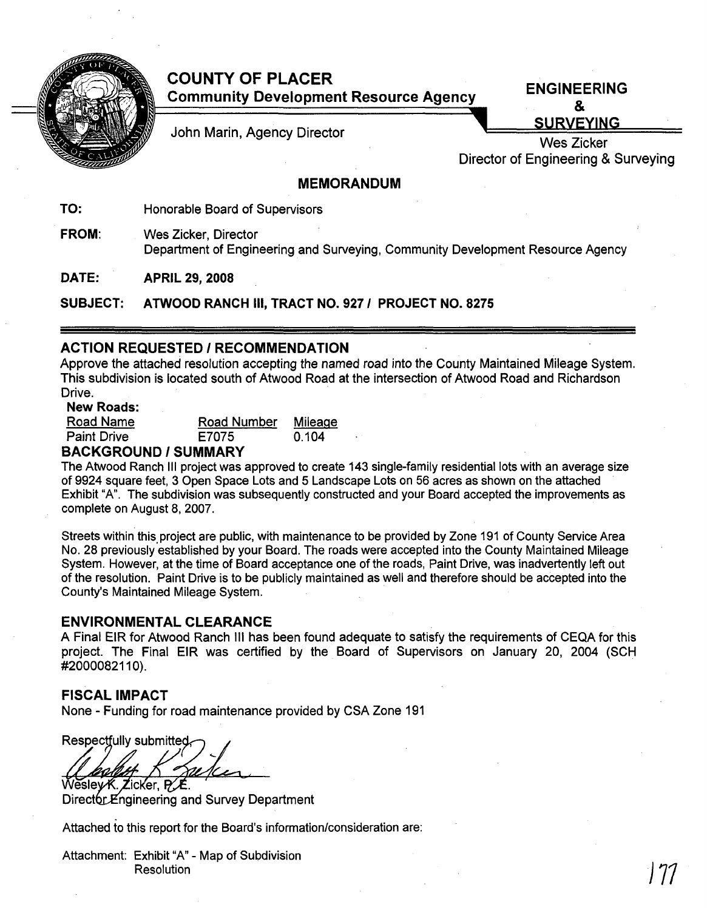# COUNTY OF PLACER

**Community Development Resource Agency**

John Marin, Agency Director

**ENGINEERING & SURVEYING**

Wes Zicker
Director of Engineering & Surveying

## MEMORANDUM

**TO:** Honorable Board of Supervisors

**FROM:** Wes Zicker, Director
Department of Engineering and Surveying, Community Development Resource Agency

**DATE:** **APRIL 29, 2008**

**SUBJECT:** **ATWOOD RANCH III, TRACT NO. 927 / PROJECT NO. 8275**

### ACTION REQUESTED / RECOMMENDATION

Approve the attached resolution accepting the named road into the County Maintained Mileage System. This subdivision is located south of Atwood Road at the intersection of Atwood Road and Richardson Drive.

**New Roads:**

| Road Name | Road Number | Mileage |
|---|---|---|
| Paint Drive | E7075 | 0.104 |

### BACKGROUND / SUMMARY

The Atwood Ranch III project was approved to create 143 single-family residential lots with an average size of 9924 square feet, 3 Open Space Lots and 5 Landscape Lots on 56 acres as shown on the attached Exhibit "A". The subdivision was subsequently constructed and your Board accepted the improvements as complete on August 8, 2007.

Streets within this project are public, with maintenance to be provided by Zone 191 of County Service Area No. 28 previously established by your Board. The roads were accepted into the County Maintained Mileage System. However, at the time of Board acceptance one of the roads, Paint Drive, was inadvertently left out of the resolution. Paint Drive is to be publicly maintained as well and therefore should be accepted into the County's Maintained Mileage System.

### ENVIRONMENTAL CLEARANCE

A Final EIR for Atwood Ranch III has been found adequate to satisfy the requirements of CEQA for this project. The Final EIR was certified by the Board of Supervisors on January 20, 2004 (SCH #2000082110).

### FISCAL IMPACT

None - Funding for road maintenance provided by CSA Zone 191

Respectfully submitted,

Wesley K. Zicker, P.E.
Director Engineering and Survey Department

Attached to this report for the Board's information/consideration are:

Attachment: Exhibit "A" - Map of Subdivision
Resolution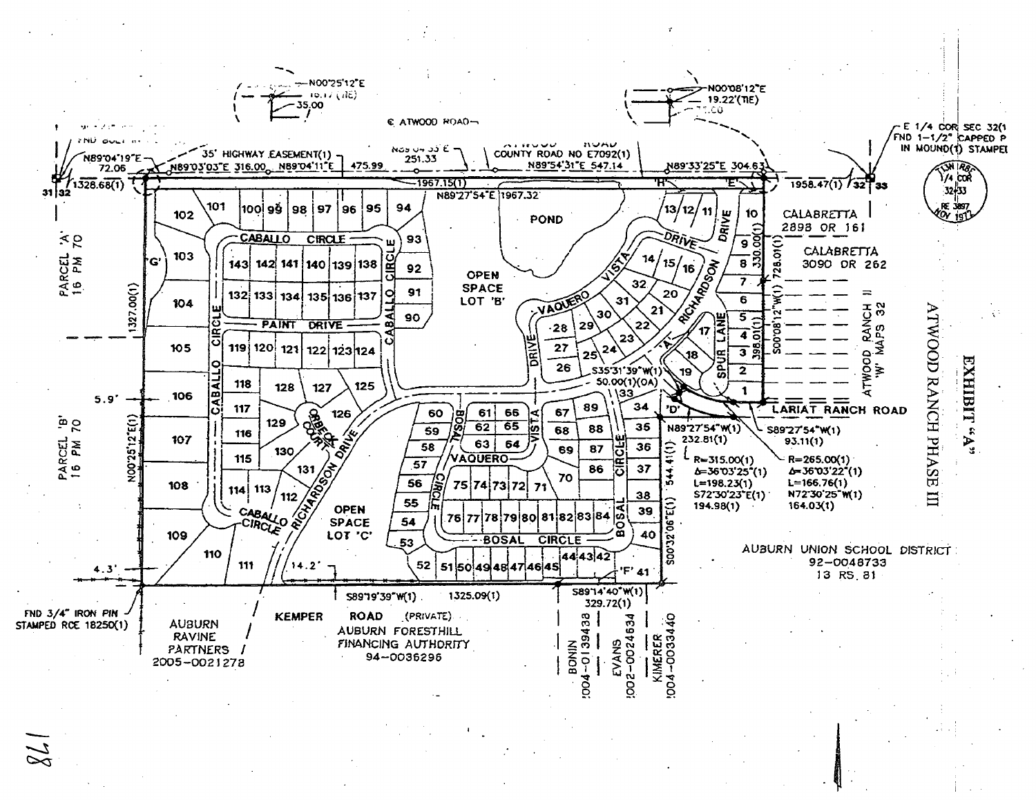# EXHIBIT "A"

## ATWOOD RANCH PHASE III

N00°25'12"E
16.17'(TIE)
35.00

℄ ATWOOD ROAD

N00°08'12"E
19.22'(TIE)

E 1/4 COR SEC 32(1)
FND 1-1/2" CAPPED P
IN MOUND(1) STAMPED

T1N R8E
1/4 COR
32|33
RE 3897
NOV 1977

N89°04'19"E
72.06

1328.68(1)

31 | 32

35' HIGHWAY EASEMENT(1)

N89°03'03"E 316.00

N89°04'11"E 475.99

N89°04'33"E
251.33

ATWOOD ROAD
COUNTY ROAD NO E7092(1)
N89°54'31"E 547.14

N89°33'25"E 304.63

1967.15(1)

N89°27'54"E 1967.32

1958.47(1)

32 | 33

'H'

'E'

POND

OPEN SPACE LOT 'B'

OPEN SPACE LOT 'C'

CABALLO CIRCLE

PAINT DRIVE

ORBECK COURT

RICHARDSON DRIVE

VAQUERO VISTA DRIVE

VAQUERO VISTA

BOSAL CIRCLE

SPUR LANE

LARIAT RANCH ROAD

'G'

'D'

'F'

CALABRETTA
2898 OR 161

CALABRETTA
3090 OR 262

ATWOOD RANCH II
'W' MAPS 32

330.00(1)

728.01(1)

S00°08'12"W(1)

398.01(1)

PARCEL 'A'
16 PM 70

PARCEL 'B'
16 PM 70

1327.00(1)

N00°25'12"E(1)

5.9'

4.3'

14.2'

S35°31'39"W(1)
50.00(1)(OA)

N89°27'54"W(1)
232.81(1)

S89°27'54"W(1)
93.11(1)

R=315.00(1)
Δ=36°03'25"(1)
L=198.23(1)
S72°30'23"E(1)
194.98(1)

R=265.00(1)
Δ=36°03'22"(1)
L=166.76(1)
N72°30'25"W(1)
164.03(1)

544.41(1)

S00°32'06"E(1)

AUBURN UNION SCHOOL DISTRICT
92-0048733
13 RS 81

FND 3/4" IRON PIN
STAMPED RCE 18250(1)

S89°19'39"W(1)
1325.09(1)

S89°14'40"W(1)
329.72(1)

AUBURN RAVINE PARTNERS
2005-0021278

KEMPER ROAD (PRIVATE)
AUBURN FORESTHILL FINANCING AUTHORITY
94-0036296

BONIN
2004-0139438

EVANS
2002-0024634

KIMERER
2004-0033440

1 2 3 4 5 6 7 8 9 10 11 12 13 14 15 16 17 18 19 20 21 22 23 24 25 26 27 28 29 30 31 32 33 34 35 36 37 38 39 40 41 42 43 44 45 46 47 48 49 50 51 52 53 54 55 56 57 58 59 60 61 62 63 64 65 66 67 68 69 70 71 72 73 74 75 76 77 78 79 80 81 82 83 84 86 87 88 89 90 91 92 93 94 95 96 97 98 99 100 101 102 103 104 105 106 107 108 109 110 111 112 113 114 115 116 117 118 119 120 121 122 123 124 125 126 127 128 129 130 131 132 133 134 135 136 137 138 139 140 141 142 143

178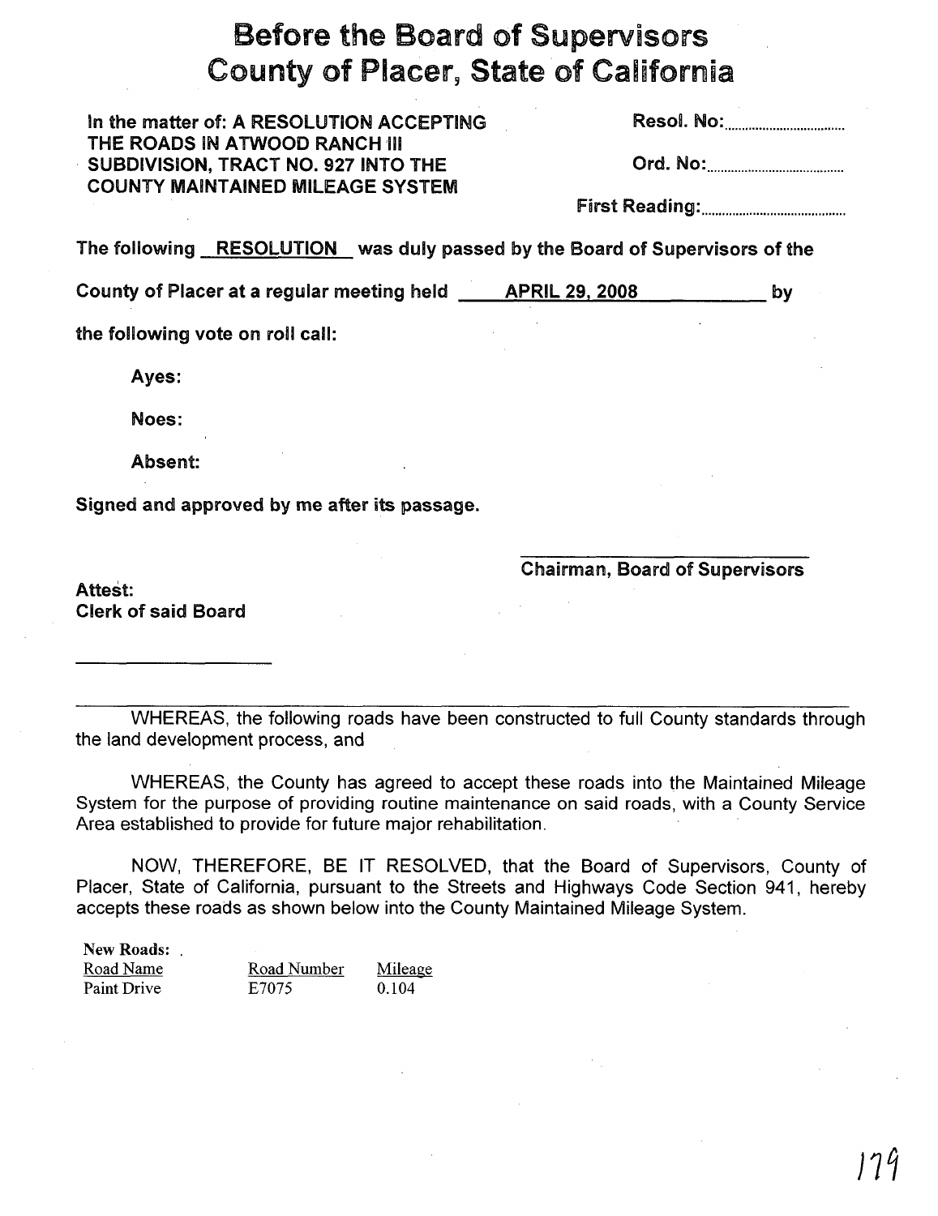# Before the Board of Supervisors
# County of Placer, State of California

In the matter of: A RESOLUTION ACCEPTING THE ROADS IN ATWOOD RANCH III SUBDIVISION, TRACT NO. 927 INTO THE COUNTY MAINTAINED MILEAGE SYSTEM

Resol. No:..............................

Ord. No:..............................

First Reading:..............................

The following RESOLUTION was duly passed by the Board of Supervisors of the County of Placer at a regular meeting held APRIL 29, 2008 by the following vote on roll call:

Ayes:

Noes:

Absent:

Signed and approved by me after its passage.

_______________________
Chairman, Board of Supervisors

Attest:
Clerk of said Board

_______________________

WHEREAS, the following roads have been constructed to full County standards through the land development process, and

WHEREAS, the County has agreed to accept these roads into the Maintained Mileage System for the purpose of providing routine maintenance on said roads, with a County Service Area established to provide for future major rehabilitation.

NOW, THEREFORE, BE IT RESOLVED, that the Board of Supervisors, County of Placer, State of California, pursuant to the Streets and Highways Code Section 941, hereby accepts these roads as shown below into the County Maintained Mileage System.

New Roads:

| Road Name | Road Number | Mileage |
|---|---|---|
| Paint Drive | E7075 | 0.104 |